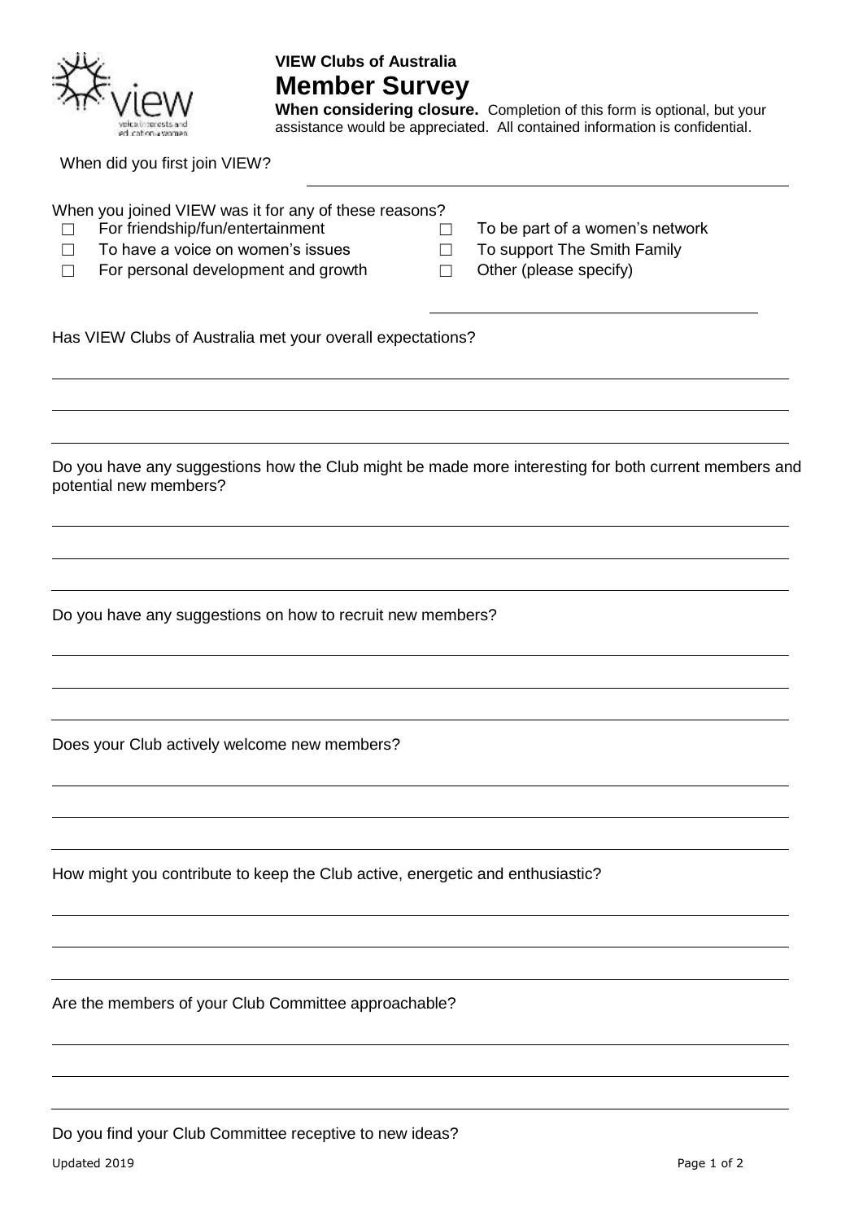**VIEW Clubs of Australia**

# Member Survey

**When considering closure.** Completion of this form is optional, but your assistance would be appreciated. All contained information is confidential.

When did you first join VIEW?

When you joined VIEW was it for any of these reasons?

- ☐ For friendship/fun/entertainment
- ☐ To have a voice on women's issues
- ☐ For personal development and growth
- ☐ To be part of a women's network
- ☐ To support The Smith Family
- ☐ Other (please specify)

Has VIEW Clubs of Australia met your overall expectations?

Do you have any suggestions how the Club might be made more interesting for both current members and potential new members?

Do you have any suggestions on how to recruit new members?

Does your Club actively welcome new members?

How might you contribute to keep the Club active, energetic and enthusiastic?

Are the members of your Club Committee approachable?

Do you find your Club Committee receptive to new ideas?

Updated 2019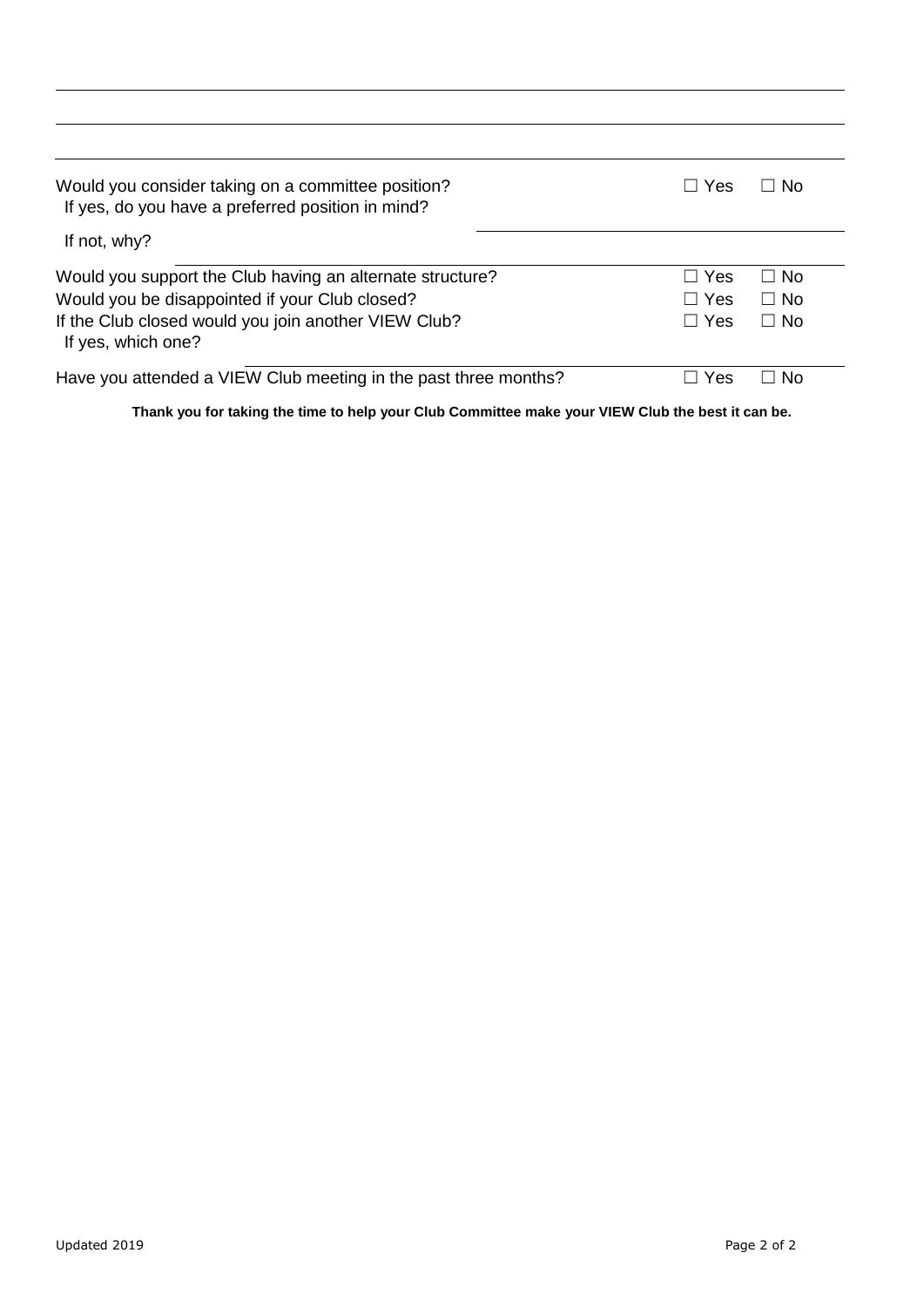Would you consider taking on a committee position? ☐ Yes ☐ No
If yes, do you have a preferred position in mind?

If not, why?

Would you support the Club having an alternate structure? ☐ Yes ☐ No

Would you be disappointed if your Club closed? ☐ Yes ☐ No

If the Club closed would you join another VIEW Club? ☐ Yes ☐ No
If yes, which one?

Have you attended a VIEW Club meeting in the past three months? ☐ Yes ☐ No

**Thank you for taking the time to help your Club Committee make your VIEW Club the best it can be.**

Updated 2019